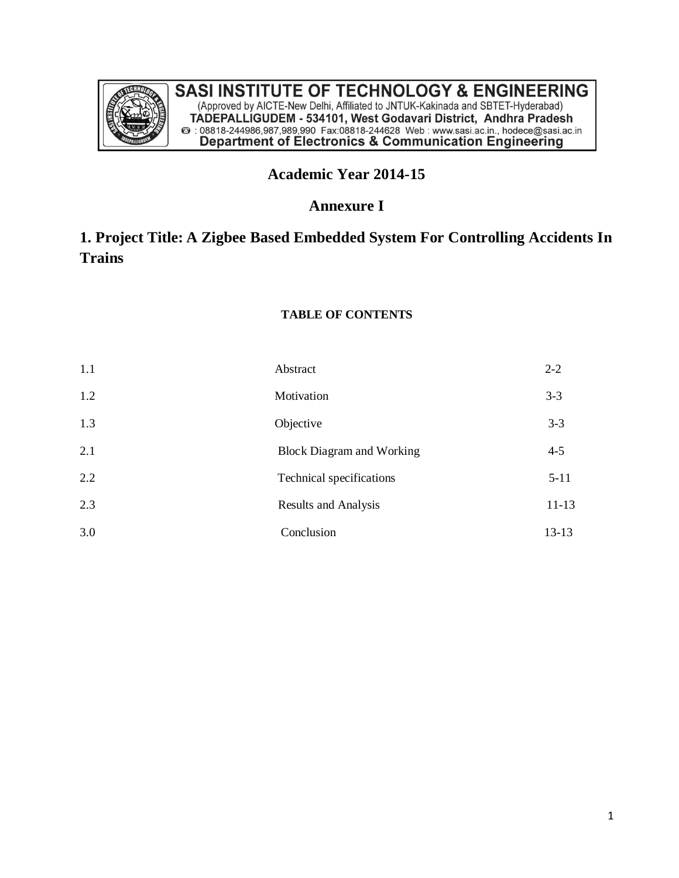**SASI INSTITUTE OF TECHNOLOGY & ENGINEERING**
(Approved by AICTE-New Delhi, Affiliated to JNTUK-Kakinada and SBTET-Hyderabad)
**TADEPALLIGUDEM - 534101, West Godavari District, Andhra Pradesh**
☎ : 08818-244986,987,989,990 Fax:08818-244628 Web : www.sasi.ac.in., hodece@sasi.ac.in
**Department of Electronics & Communication Engineering**

## Academic Year 2014-15

## Annexure I

# 1. Project Title: A Zigbee Based Embedded System For Controlling Accidents In Trains

**TABLE OF CONTENTS**

| | | |
|---|---|---|
| 1.1 | Abstract | 2-2 |
| 1.2 | Motivation | 3-3 |
| 1.3 | Objective | 3-3 |
| 2.1 | Block Diagram and Working | 4-5 |
| 2.2 | Technical specifications | 5-11 |
| 2.3 | Results and Analysis | 11-13 |
| 3.0 | Conclusion | 13-13 |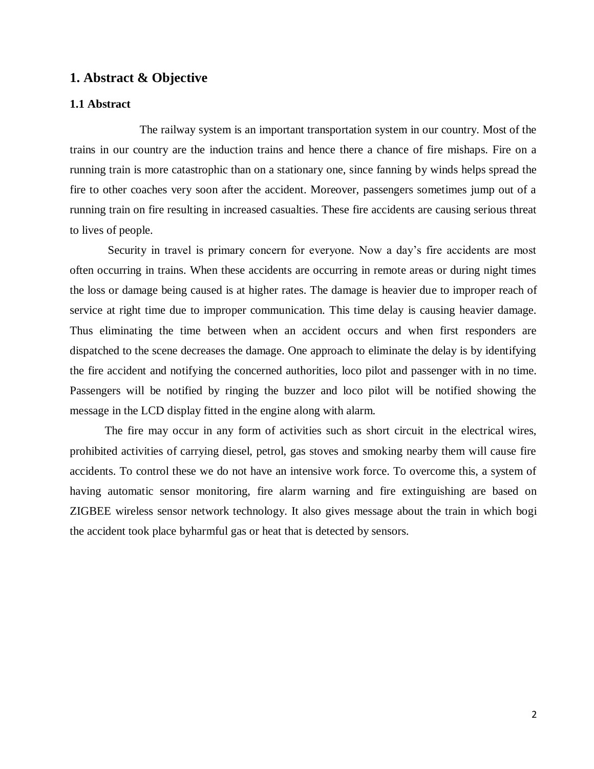# 1. Abstract & Objective

## 1.1 Abstract

The railway system is an important transportation system in our country. Most of the trains in our country are the induction trains and hence there a chance of fire mishaps. Fire on a running train is more catastrophic than on a stationary one, since fanning by winds helps spread the fire to other coaches very soon after the accident. Moreover, passengers sometimes jump out of a running train on fire resulting in increased casualties. These fire accidents are causing serious threat to lives of people.

Security in travel is primary concern for everyone. Now a day's fire accidents are most often occurring in trains. When these accidents are occurring in remote areas or during night times the loss or damage being caused is at higher rates. The damage is heavier due to improper reach of service at right time due to improper communication. This time delay is causing heavier damage. Thus eliminating the time between when an accident occurs and when first responders are dispatched to the scene decreases the damage. One approach to eliminate the delay is by identifying the fire accident and notifying the concerned authorities, loco pilot and passenger with in no time. Passengers will be notified by ringing the buzzer and loco pilot will be notified showing the message in the LCD display fitted in the engine along with alarm.

The fire may occur in any form of activities such as short circuit in the electrical wires, prohibited activities of carrying diesel, petrol, gas stoves and smoking nearby them will cause fire accidents. To control these we do not have an intensive work force. To overcome this, a system of having automatic sensor monitoring, fire alarm warning and fire extinguishing are based on ZIGBEE wireless sensor network technology. It also gives message about the train in which bogi the accident took place byharmful gas or heat that is detected by sensors.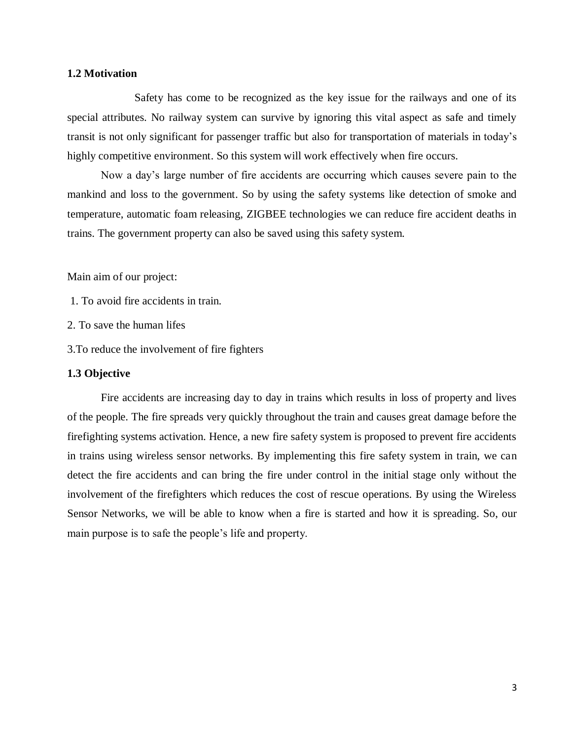## 1.2 Motivation

Safety has come to be recognized as the key issue for the railways and one of its special attributes. No railway system can survive by ignoring this vital aspect as safe and timely transit is not only significant for passenger traffic but also for transportation of materials in today's highly competitive environment. So this system will work effectively when fire occurs.

Now a day's large number of fire accidents are occurring which causes severe pain to the mankind and loss to the government. So by using the safety systems like detection of smoke and temperature, automatic foam releasing, ZIGBEE technologies we can reduce fire accident deaths in trains. The government property can also be saved using this safety system.

Main aim of our project:

1. To avoid fire accidents in train.
2. To save the human lifes
3. To reduce the involvement of fire fighters

## 1.3 Objective

Fire accidents are increasing day to day in trains which results in loss of property and lives of the people. The fire spreads very quickly throughout the train and causes great damage before the firefighting systems activation. Hence, a new fire safety system is proposed to prevent fire accidents in trains using wireless sensor networks. By implementing this fire safety system in train, we can detect the fire accidents and can bring the fire under control in the initial stage only without the involvement of the firefighters which reduces the cost of rescue operations. By using the Wireless Sensor Networks, we will be able to know when a fire is started and how it is spreading. So, our main purpose is to safe the people's life and property.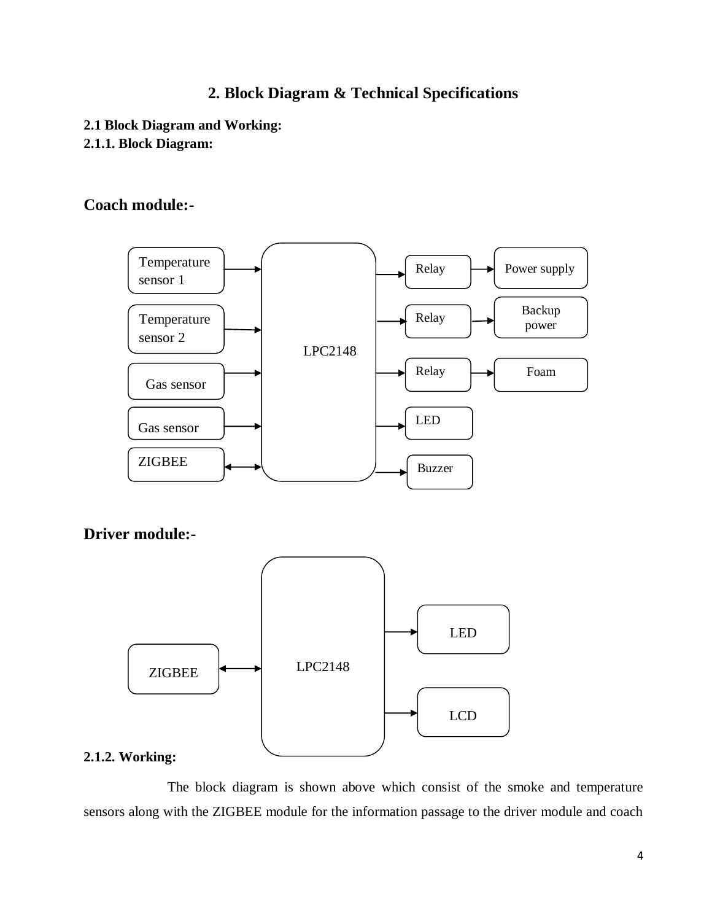# 2. Block Diagram & Technical Specifications

**2.1 Block Diagram and Working:**

**2.1.1. Block Diagram:**

## Coach module:-

Temperature sensor 1

Temperature sensor 2

Gas sensor

Gas sensor

ZIGBEE

LPC2148

Relay

Power supply

Relay

Backup power

Relay

Foam

LED

Buzzer

## Driver module:-

ZIGBEE

LPC2148

LED

LCD

**2.1.2. Working:**

The block diagram is shown above which consist of the smoke and temperature sensors along with the ZIGBEE module for the information passage to the driver module and coach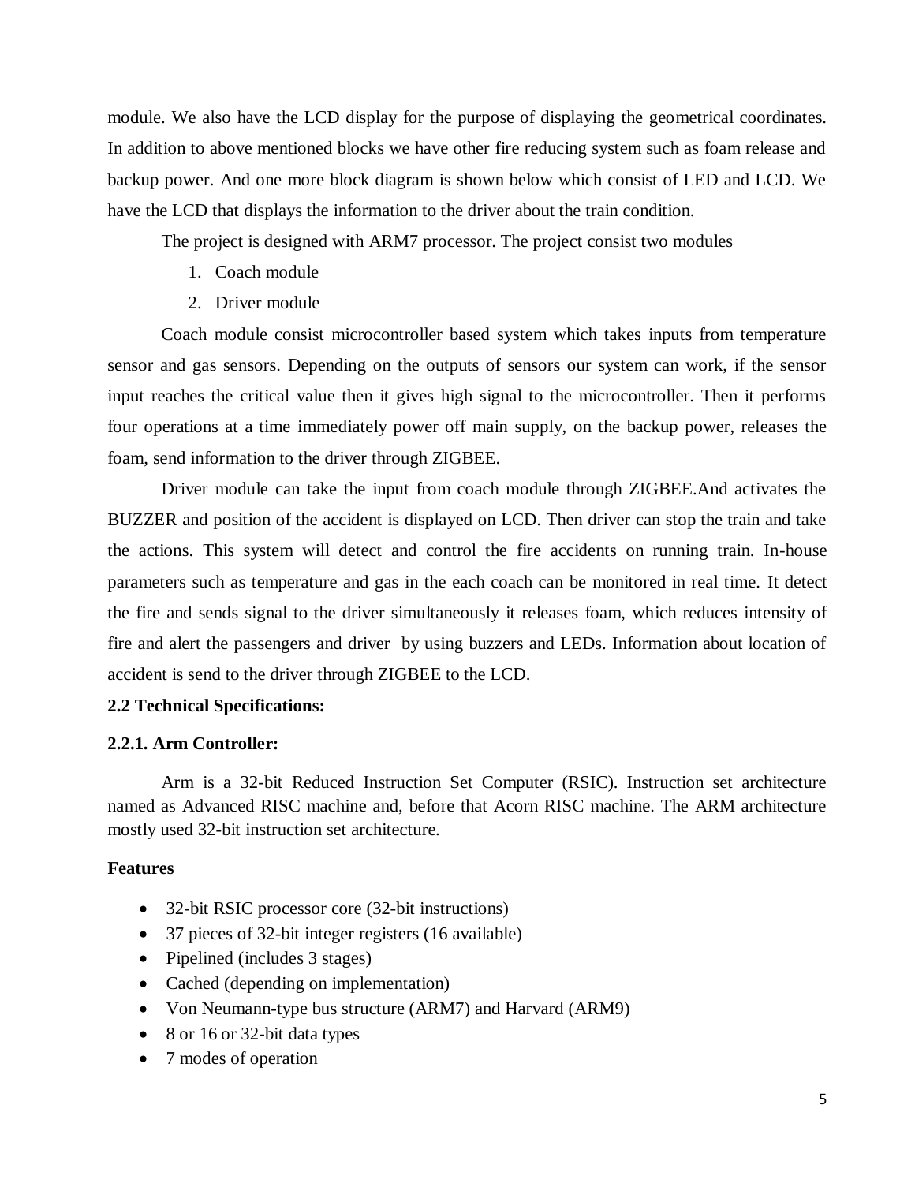module. We also have the LCD display for the purpose of displaying the geometrical coordinates. In addition to above mentioned blocks we have other fire reducing system such as foam release and backup power. And one more block diagram is shown below which consist of LED and LCD. We have the LCD that displays the information to the driver about the train condition.

The project is designed with ARM7 processor. The project consist two modules

1. Coach module
2. Driver module

Coach module consist microcontroller based system which takes inputs from temperature sensor and gas sensors. Depending on the outputs of sensors our system can work, if the sensor input reaches the critical value then it gives high signal to the microcontroller. Then it performs four operations at a time immediately power off main supply, on the backup power, releases the foam, send information to the driver through ZIGBEE.

Driver module can take the input from coach module through ZIGBEE.And activates the BUZZER and position of the accident is displayed on LCD. Then driver can stop the train and take the actions. This system will detect and control the fire accidents on running train. In-house parameters such as temperature and gas in the each coach can be monitored in real time. It detect the fire and sends signal to the driver simultaneously it releases foam, which reduces intensity of fire and alert the passengers and driver by using buzzers and LEDs. Information about location of accident is send to the driver through ZIGBEE to the LCD.

**2.2 Technical Specifications:**

**2.2.1. Arm Controller:**

Arm is a 32-bit Reduced Instruction Set Computer (RSIC). Instruction set architecture named as Advanced RISC machine and, before that Acorn RISC machine. The ARM architecture mostly used 32-bit instruction set architecture.

**Features**

- 32-bit RSIC processor core (32-bit instructions)
- 37 pieces of 32-bit integer registers (16 available)
- Pipelined (includes 3 stages)
- Cached (depending on implementation)
- Von Neumann-type bus structure (ARM7) and Harvard (ARM9)
- 8 or 16 or 32-bit data types
- 7 modes of operation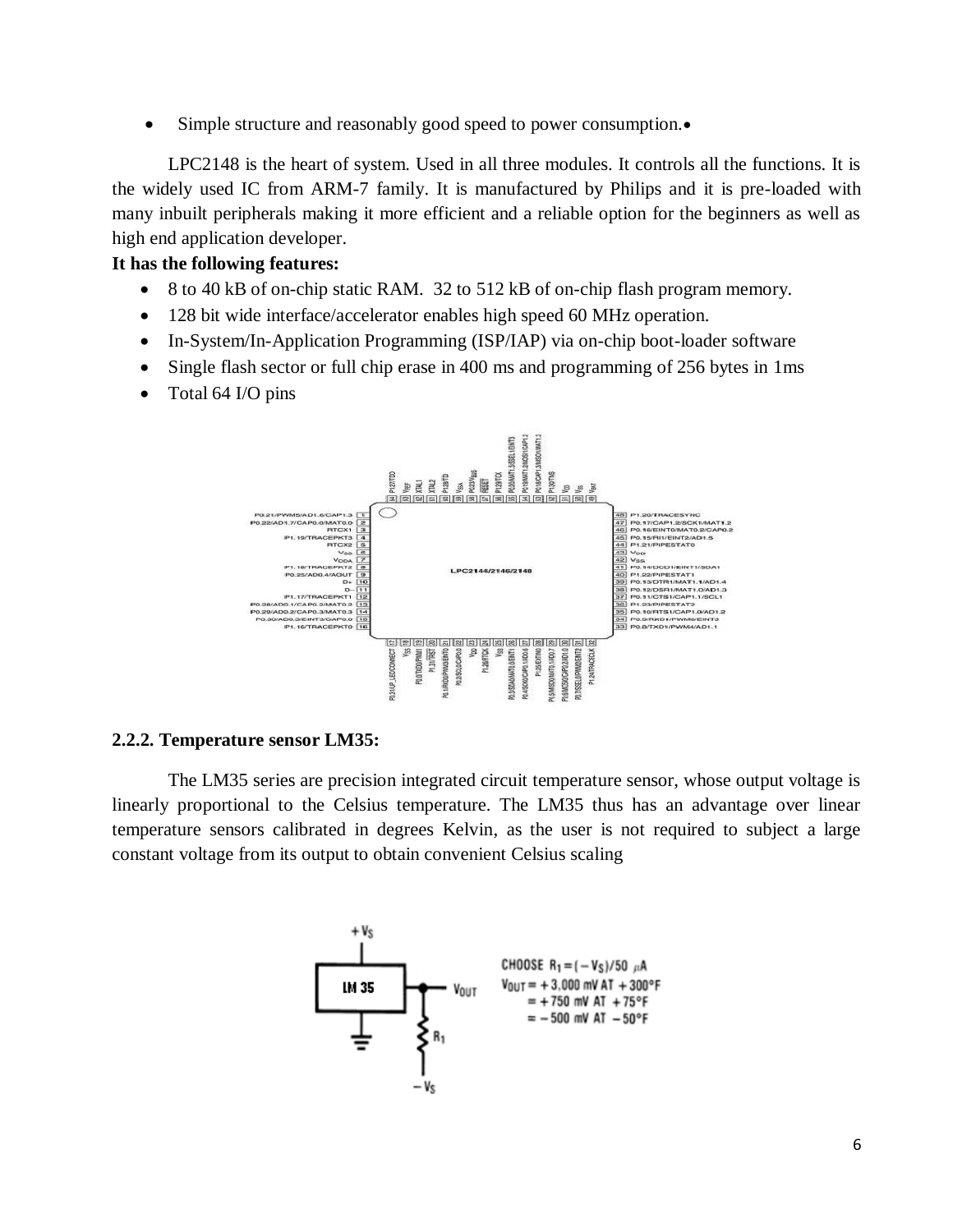- Simple structure and reasonably good speed to power consumption.•

LPC2148 is the heart of system. Used in all three modules. It controls all the functions. It is the widely used IC from ARM-7 family. It is manufactured by Philips and it is pre-loaded with many inbuilt peripherals making it more efficient and a reliable option for the beginners as well as high end application developer.

**It has the following features:**

- 8 to 40 kB of on-chip static RAM. 32 to 512 kB of on-chip flash program memory.
- 128 bit wide interface/accelerator enables high speed 60 MHz operation.
- In-System/In-Application Programming (ISP/IAP) via on-chip boot-loader software
- Single flash sector or full chip erase in 400 ms and programming of 256 bytes in 1ms
- Total 64 I/O pins

### 2.2.2. Temperature sensor LM35:

The LM35 series are precision integrated circuit temperature sensor, whose output voltage is linearly proportional to the Celsius temperature. The LM35 thus has an advantage over linear temperature sensors calibrated in degrees Kelvin, as the user is not required to subject a large constant voltage from its output to obtain convenient Celsius scaling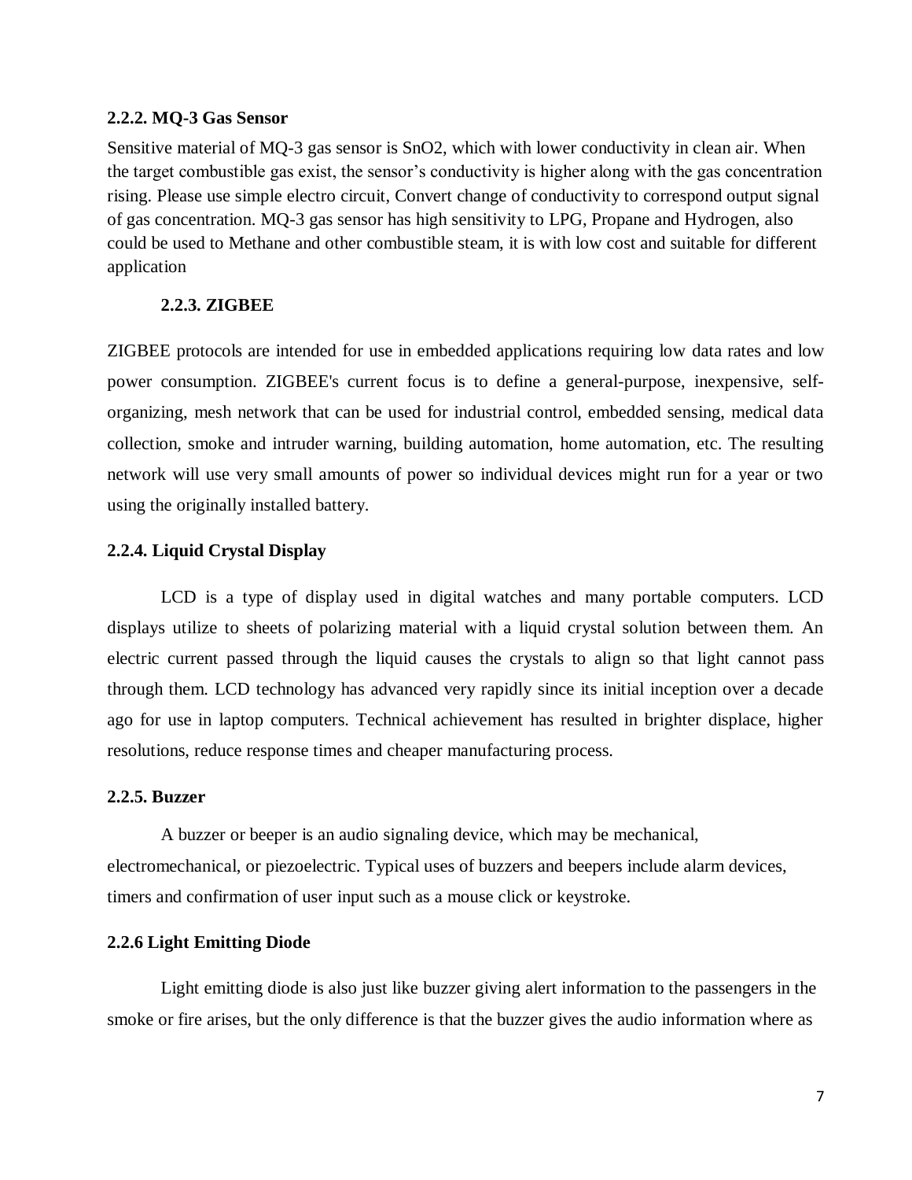### 2.2.2. MQ-3 Gas Sensor

Sensitive material of MQ-3 gas sensor is $SnO_2$, which with lower conductivity in clean air. When the target combustible gas exist, the sensor's conductivity is higher along with the gas concentration rising. Please use simple electro circuit, Convert change of conductivity to correspond output signal of gas concentration. MQ-3 gas sensor has high sensitivity to LPG, Propane and Hydrogen, also could be used to Methane and other combustible steam, it is with low cost and suitable for different application

### 2.2.3. ZIGBEE

ZIGBEE protocols are intended for use in embedded applications requiring low data rates and low power consumption. ZIGBEE's current focus is to define a general-purpose, inexpensive, self-organizing, mesh network that can be used for industrial control, embedded sensing, medical data collection, smoke and intruder warning, building automation, home automation, etc. The resulting network will use very small amounts of power so individual devices might run for a year or two using the originally installed battery.

### 2.2.4. Liquid Crystal Display

LCD is a type of display used in digital watches and many portable computers. LCD displays utilize to sheets of polarizing material with a liquid crystal solution between them. An electric current passed through the liquid causes the crystals to align so that light cannot pass through them. LCD technology has advanced very rapidly since its initial inception over a decade ago for use in laptop computers. Technical achievement has resulted in brighter displace, higher resolutions, reduce response times and cheaper manufacturing process.

### 2.2.5. Buzzer

A buzzer or beeper is an audio signaling device, which may be mechanical, electromechanical, or piezoelectric. Typical uses of buzzers and beepers include alarm devices, timers and confirmation of user input such as a mouse click or keystroke.

### 2.2.6 Light Emitting Diode

Light emitting diode is also just like buzzer giving alert information to the passengers in the smoke or fire arises, but the only difference is that the buzzer gives the audio information where as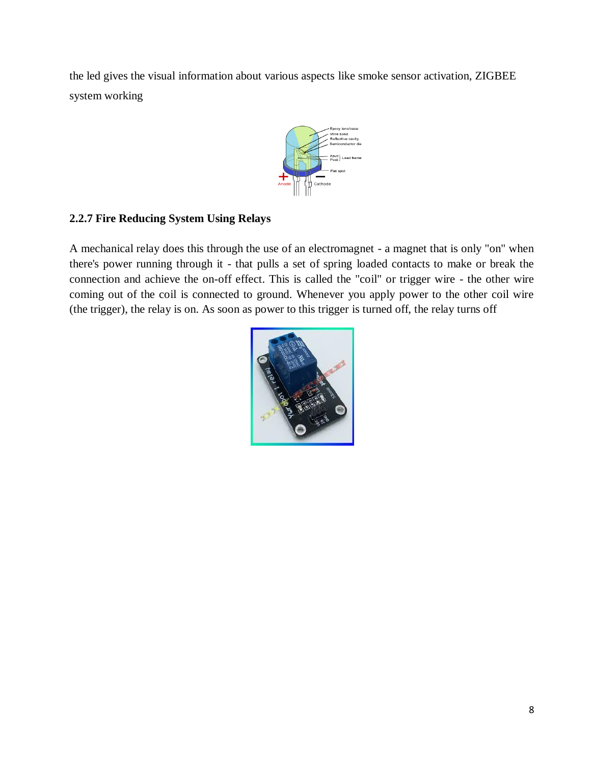the led gives the visual information about various aspects like smoke sensor activation, ZIGBEE system working

### 2.2.7 Fire Reducing System Using Relays

A mechanical relay does this through the use of an electromagnet - a magnet that is only "on" when there's power running through it - that pulls a set of spring loaded contacts to make or break the connection and achieve the on-off effect. This is called the "coil" or trigger wire - the other wire coming out of the coil is connected to ground. Whenever you apply power to the other coil wire (the trigger), the relay is on. As soon as power to this trigger is turned off, the relay turns off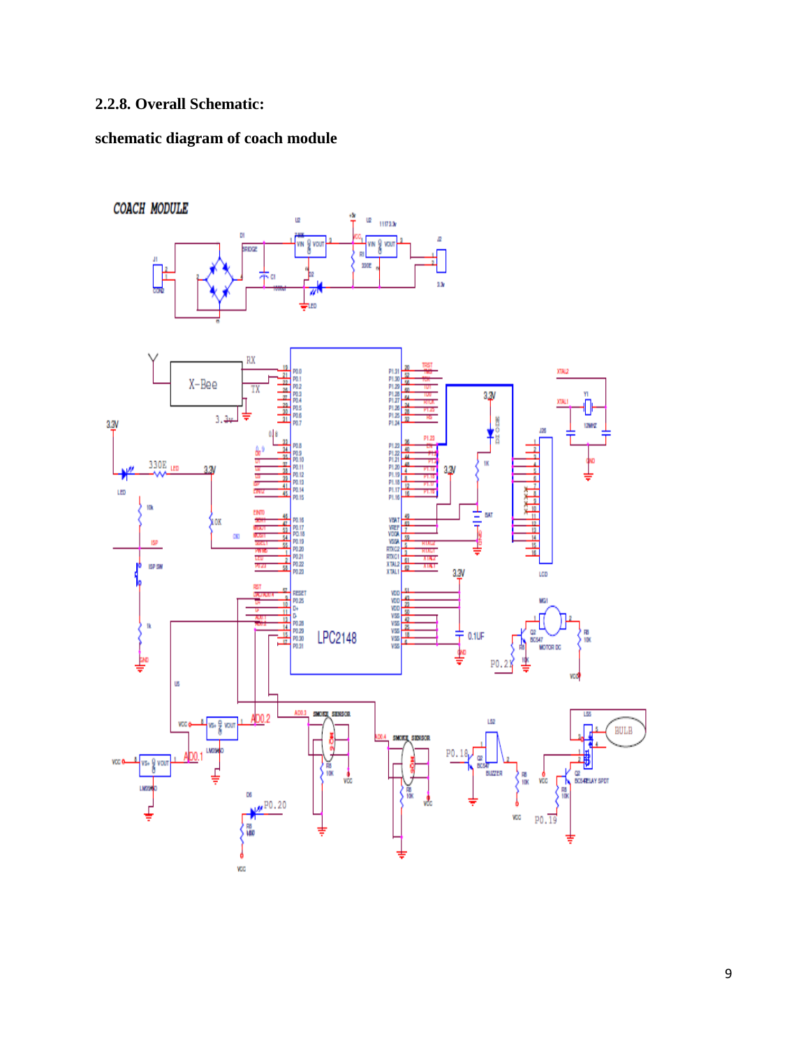### 2.2.8. Overall Schematic:

**schematic diagram of coach module**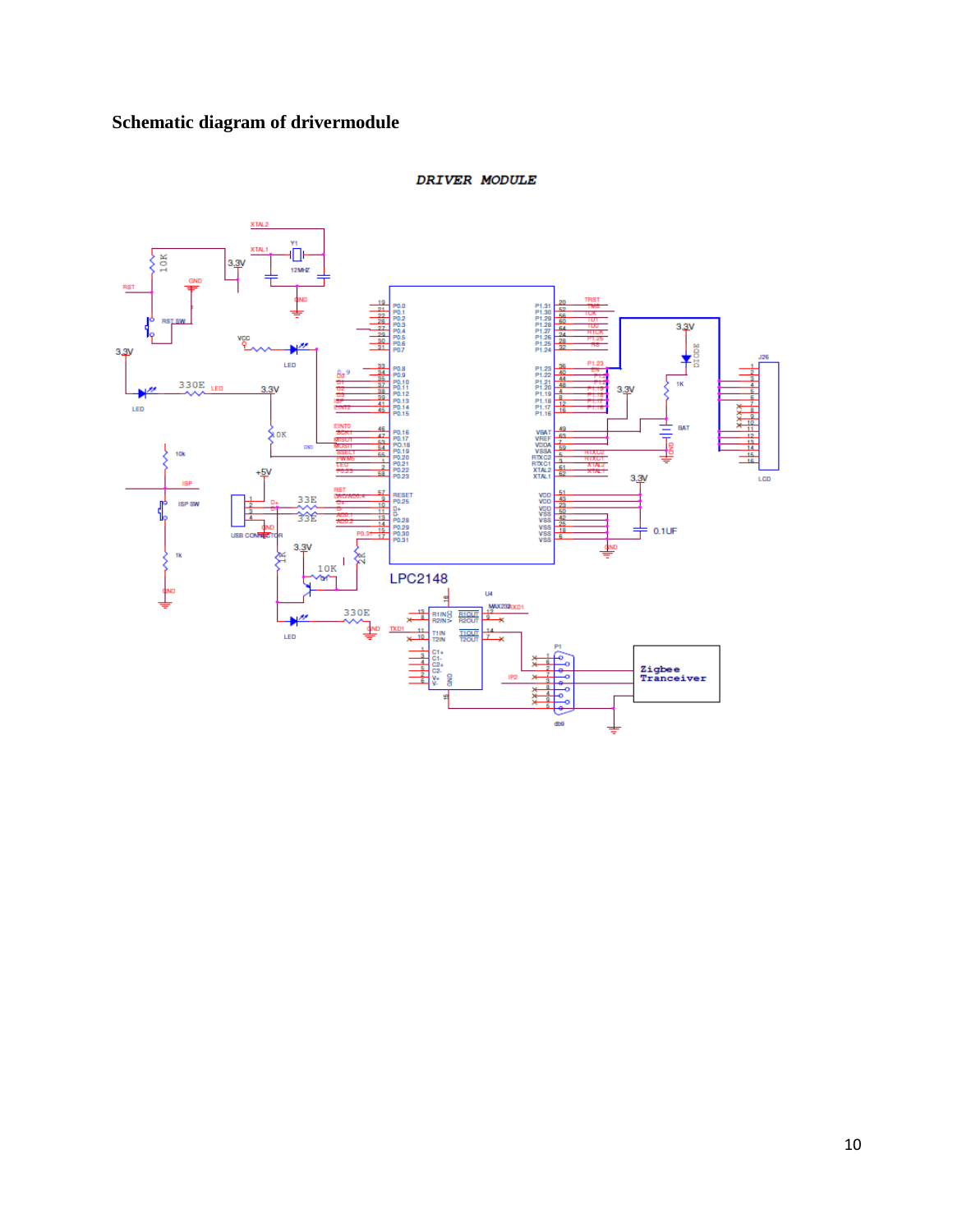**Schematic diagram of drivermodule**

DRIVER MODULE

XTAL2
XTAL1
Y1
12MHZ
10K
3.3V
RST
GND
RST SW
VCC
3.3V
LED
330E LED
3.3V
LED
10K
GND
10k
ISP
ISP SW
1k
GND
+5V
USB CONNECTOR
33E
33E
D+
D-
GND
3.3V
10K
LED
330E
GND
LPC2148
P0.0
P0.1
P0.2
P0.3
P0.4
P0.5
P0.6
P0.7
P0.8
P0.9
P0.10
P0.11
P0.12
P0.13
P0.14
P0.15
P0.16
P0.17
P0.18
P0.19
P0.20
P0.21
P0.22
P0.23
RESET
P0.25
D+
D-
P0.28
P0.29
P0.30
P0.31
P1.31
P1.30
P1.29
P1.28
P1.27
P1.26
P1.25
P1.24
P1.23
P1.22
P1.21
P1.20
P1.19
P1.18
P1.17
P1.16
VBAT
VREF
VDDA
VSSA
RTXC2
RTXC1
XTAL2
XTAL1
VDD
VDD
VDD
VSS
VSS
VSS
VSS
VSS
VSS
TRST
TMS
TCK
TDI
TDO
RTCK
P1.25
RS
P1.23
EN
3.3V
DIODE
1K
BAT
GND
J26
LCD
3.3V
0.1UF
GND
U4
MAX232
RXD1
TXD1
R1IN
R2IN
T1IN
T2IN
R1OUT
R2OUT
T1OUT
T2OUT
C1+
C1-
C2+
C2-
V+
V-
GND
IP2
P1
db9
Zigbee Tranceiver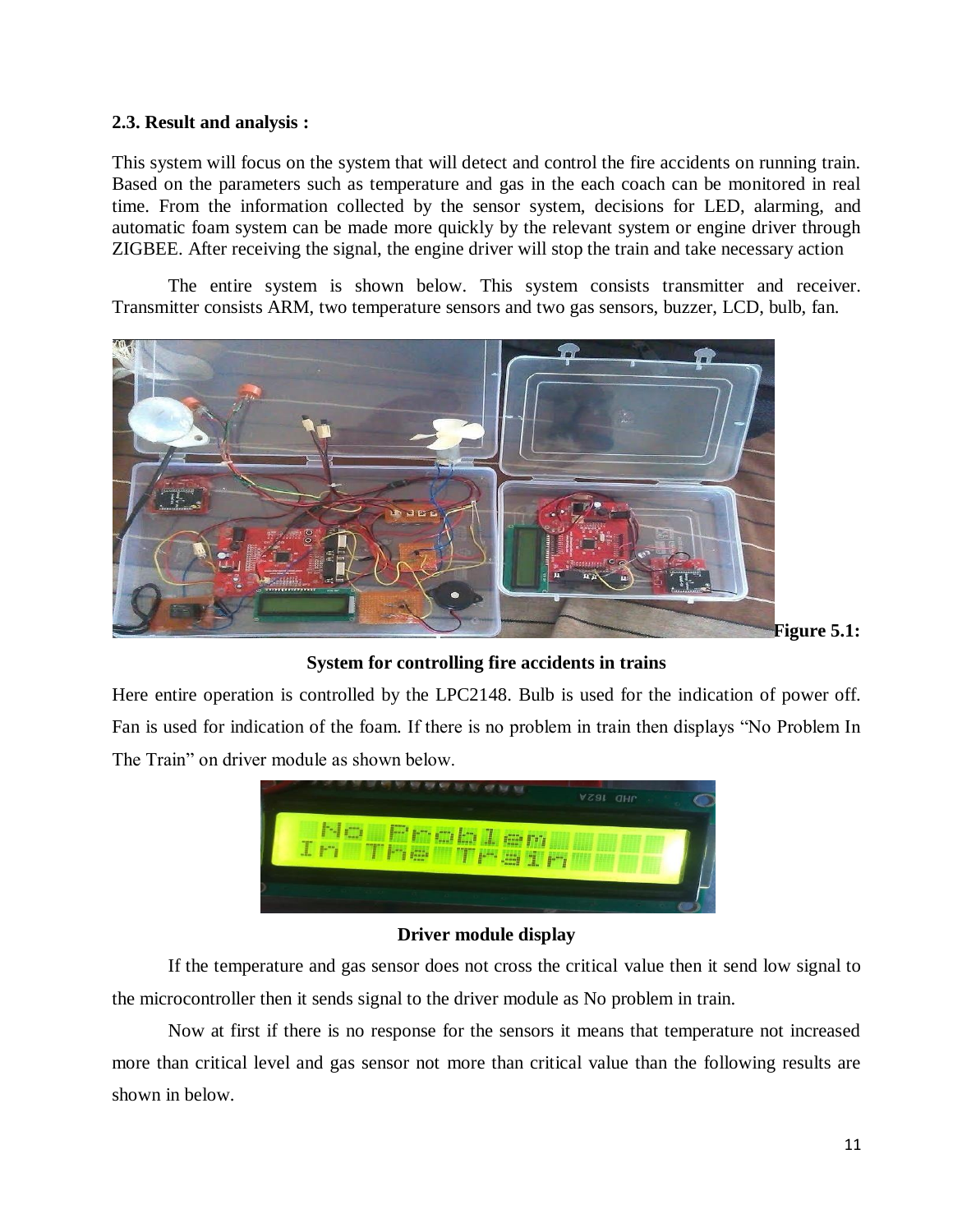### 2.3. Result and analysis :

This system will focus on the system that will detect and control the fire accidents on running train. Based on the parameters such as temperature and gas in the each coach can be monitored in real time. From the information collected by the sensor system, decisions for LED, alarming, and automatic foam system can be made more quickly by the relevant system or engine driver through ZIGBEE. After receiving the signal, the engine driver will stop the train and take necessary action

The entire system is shown below. This system consists transmitter and receiver. Transmitter consists ARM, two temperature sensors and two gas sensors, buzzer, LCD, bulb, fan.

**Figure 5.1:**

**System for controlling fire accidents in trains**

Here entire operation is controlled by the LPC2148. Bulb is used for the indication of power off. Fan is used for indication of the foam. If there is no problem in train then displays "No Problem In The Train" on driver module as shown below.

**Driver module display**

If the temperature and gas sensor does not cross the critical value then it send low signal to the microcontroller then it sends signal to the driver module as No problem in train.

Now at first if there is no response for the sensors it means that temperature not increased more than critical level and gas sensor not more than critical value than the following results are shown in below.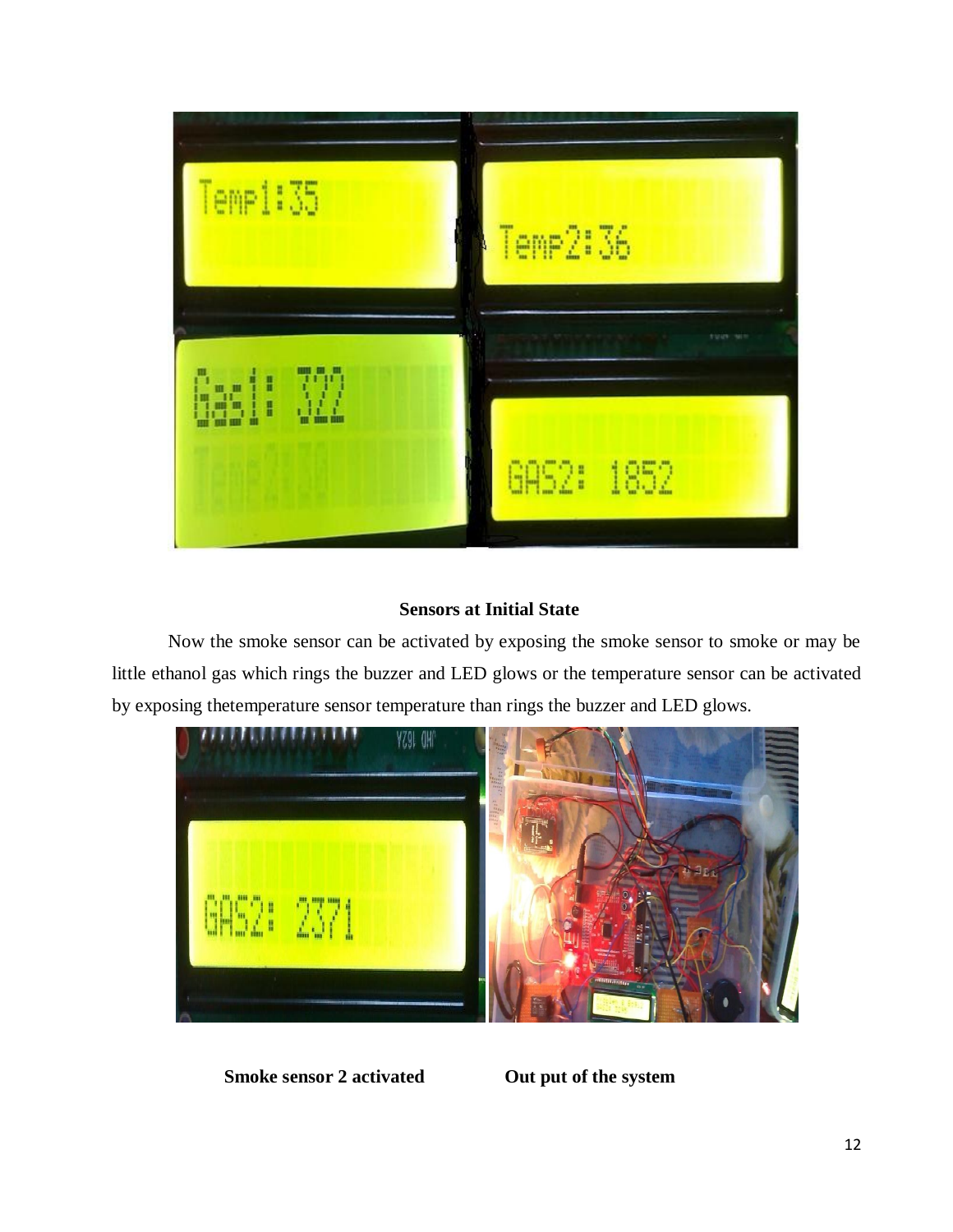**Sensors at Initial State**

Now the smoke sensor can be activated by exposing the smoke sensor to smoke or may be little ethanol gas which rings the buzzer and LED glows or the temperature sensor can be activated by exposing thetemperature sensor temperature than rings the buzzer and LED glows.

**Smoke sensor 2 activated** **Out put of the system**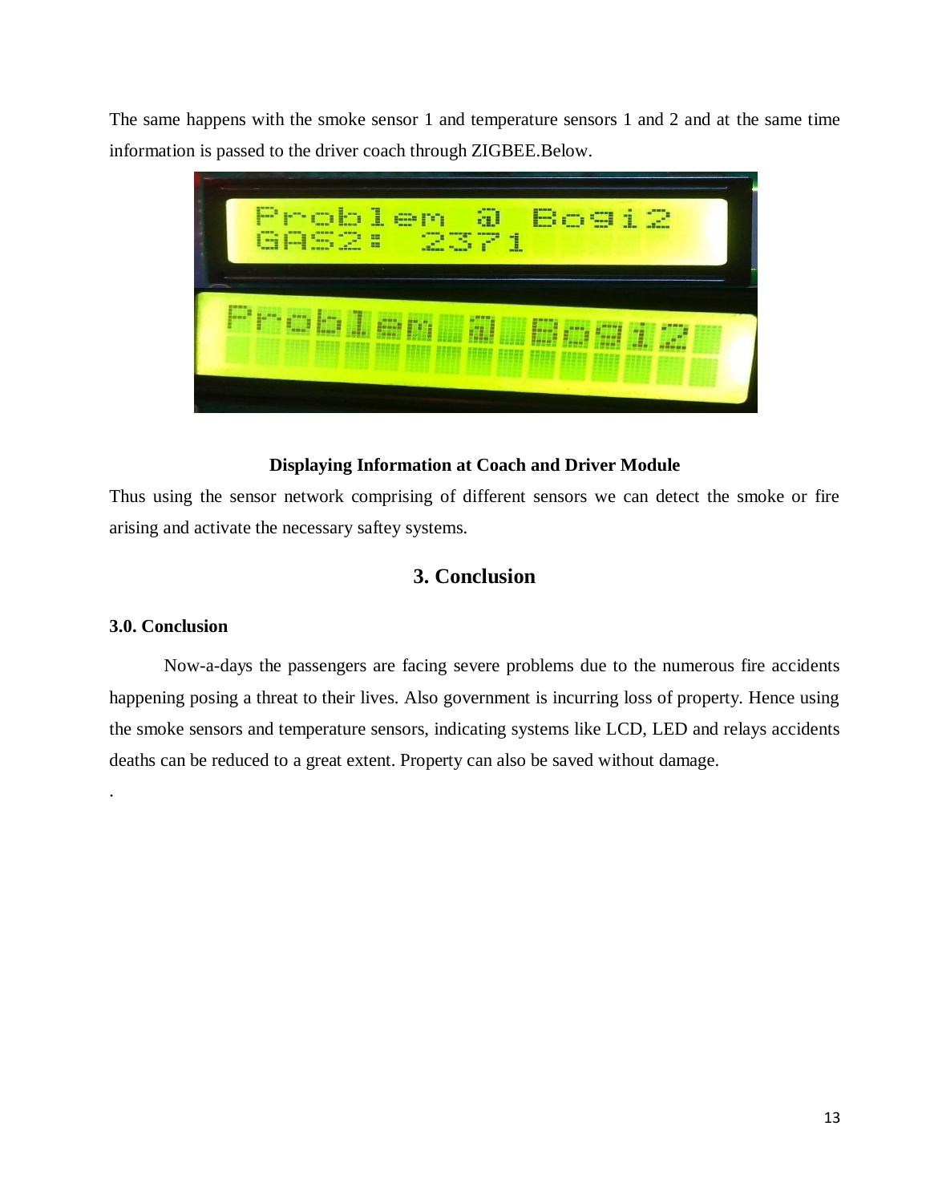The same happens with the smoke sensor 1 and temperature sensors 1 and 2 and at the same time information is passed to the driver coach through ZIGBEE.Below.

**Displaying Information at Coach and Driver Module**

Thus using the sensor network comprising of different sensors we can detect the smoke or fire arising and activate the necessary saftey systems.

# 3. Conclusion

### 3.0. Conclusion

Now-a-days the passengers are facing severe problems due to the numerous fire accidents happening posing a threat to their lives. Also government is incurring loss of property. Hence using the smoke sensors and temperature sensors, indicating systems like LCD, LED and relays accidents deaths can be reduced to a great extent. Property can also be saved without damage.

.